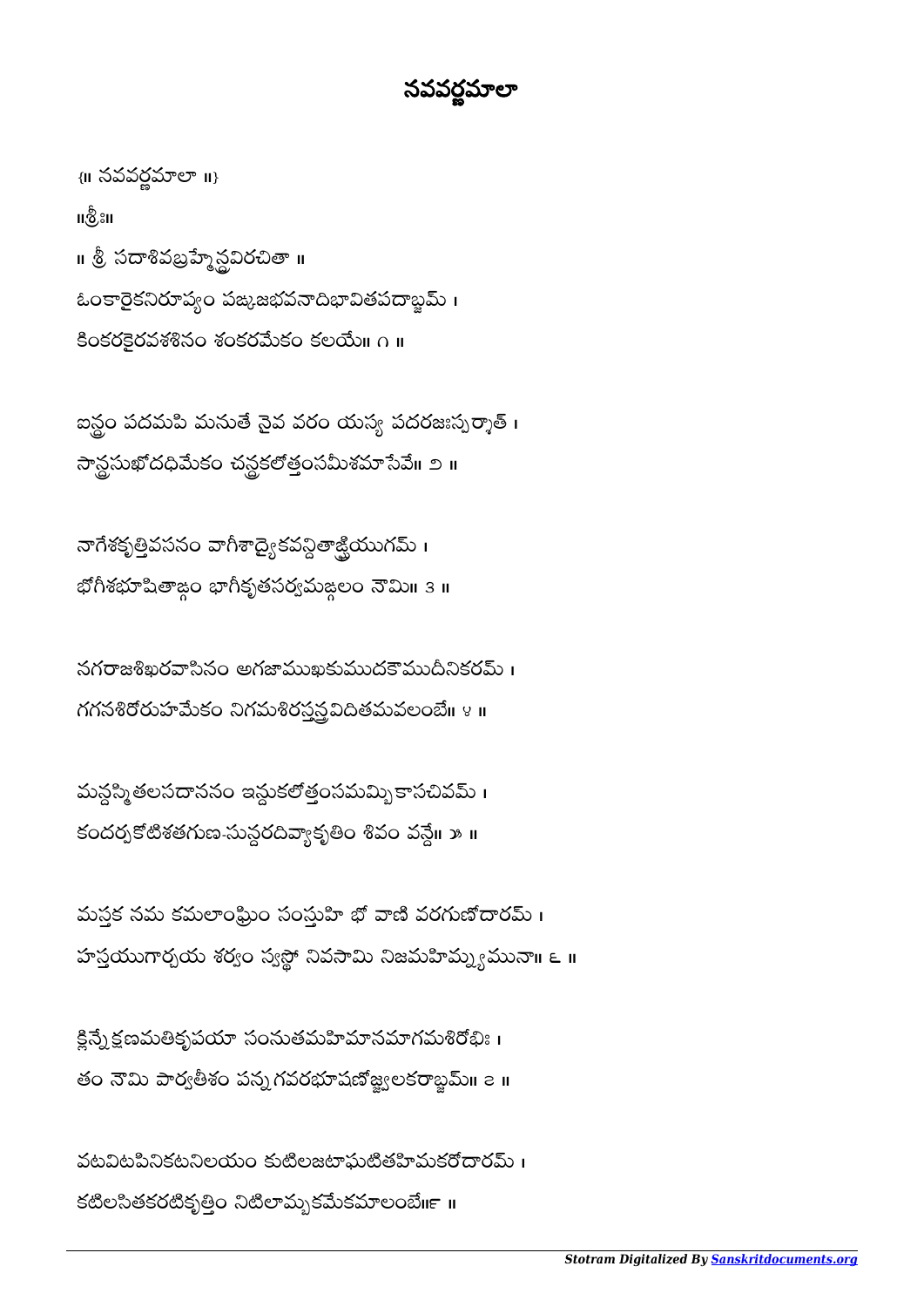# నవవర్ణమాలా

{॥ నవవర్ణమాలా ॥}

॥శ్రీః॥

॥ శ్రీ సదాశివబ్రహ్మేన్ద్రవిరచితా ॥

ఓంకారైకనిరూప్యం పఙ్కజభవనాదిభావితపదాబ్జమ్ ।
కింకరకైరవశశినం శంకరమేకం కలయే॥ ౧ ॥

ఐన్ద్రం పదమపి మనుతే నైవ వరం యస్య పదరజఃస్ఫూర్త్యాత్ ।
సాన్ద్రసుఖోదధిమేకం చన్ద్రకలోత్తంసమీశమాసేవే॥ ౨ ॥

నాగేశకృత్తివసనం వాగీశాద్యైకవన్దితాఙ్ఘ్రియుగమ్ ।
భోగీశభూషితాఙ్గం భాగీకృతసర్వమఙ్గలం నౌమి॥ ౩ ॥

నగరాజశిఖరవాసినం అగజాముఖకుముదకౌముదీనికరమ్ ।
గగనశిరోరుహమేకం నిగమశిరస్తన్త్రవిదితమవలంబే॥ ౪ ॥

మన్దస్మితలసదాననం ఇన్దుకలోత్తంసమమ్బికాసచివమ్ ।
కందర్పకోటిశతగుణ-సున్దరదివ్యాకృతిం శివం వన్దే॥ ౫ ॥

మస్తక నమ కమలాంఘ్రిం సంస్తుహి భో వాణి వరగుణోదారమ్ ।
హస్తయుగార్చయ శర్వం స్వస్థో నివసామి నిజమహిమ్న్యమునా॥ ౬ ॥

క్లిన్నే క్షణమతికృపయా సంనుతమహిమానమాగమశిరోభిః ।
తం నౌమి పార్వతీశం పన్నగవరభూషణోజ్జ్వలకరాబ్జమ్॥ ౭ ॥

వటవిటపినికటనిలయం కుటిలజటాఘటితహిమకరోదారమ్ ।
కటిలసితకరటికృత్తిం నిటిలామ్బకమేకమాలంబే॥౮ ॥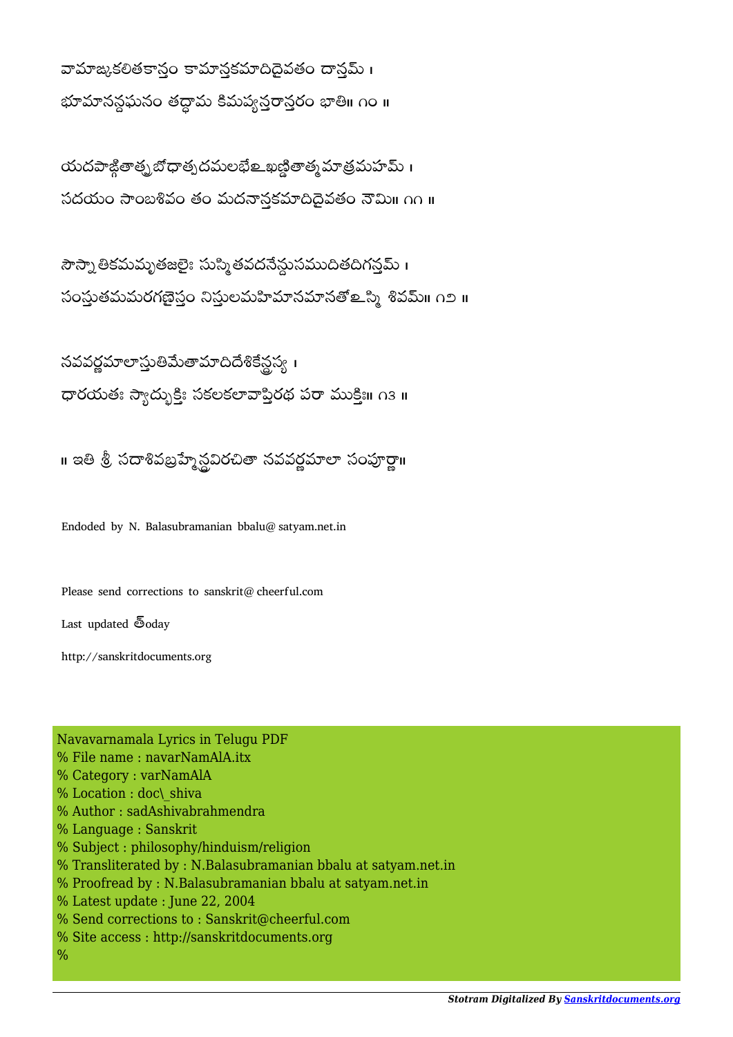వామాఙ్కకలితకాన్తం కామాన్తకమాదిదైవతం దాన్తమ్ ।
భూమానన్దఘనం తద్ధామ కిమప్యన్తరాన్తరం భాతి॥ ౧౦ ॥

యదపాఙ్గితాత్మబోధాత్పదమలభేఽఖణ్డితాత్మమాత్రమహమ్ ।
సదయం సాంబశివం తం మదనాన్తకమాదిదైవతం నౌమి॥ ౧౧ ॥

సౌస్నాతికమమృతజలైః సుస్మితవదనేన్దుసముదితదిగన్తమ్ ।
సంస్తుతమమరగణైస్తం నిస్తులమహిమానమానతోఽస్మి శివమ్॥ ౧౨ ॥

నవవర్ణమాలాస్తుతిమేతామాదిదేశికేన్ద్రస్య ।
ధారయతః స్యాద్భుక్తిః సకలకలావాప్తిరథ పరా ముక్తిః॥ ౧౩ ॥

॥ ఇతి శ్రీ సదాశివబ్రహ్మేన్ద్రవిరచితా నవవర్ణమాలా సంపూర్ణా॥

Endoded by N. Balasubramanian bbalu@ satyam.net.in

Please send corrections to sanskrit@ cheerful.com

Last updated త్oday

http://sanskritdocuments.org

Navavarnamala Lyrics in Telugu PDF
% File name : navarNamAlA.itx
% Category : varNamAlA
% Location : doc\_shiva
% Author : sadAshivabrahmendra
% Language : Sanskrit
% Subject : philosophy/hinduism/religion
% Transliterated by : N.Balasubramanian bbalu at satyam.net.in
% Proofread by : N.Balasubramanian bbalu at satyam.net.in
% Latest update : June 22, 2004
% Send corrections to : Sanskrit@cheerful.com
% Site access : http://sanskritdocuments.org
%

*Stotram Digitalized By Sanskritdocuments.org*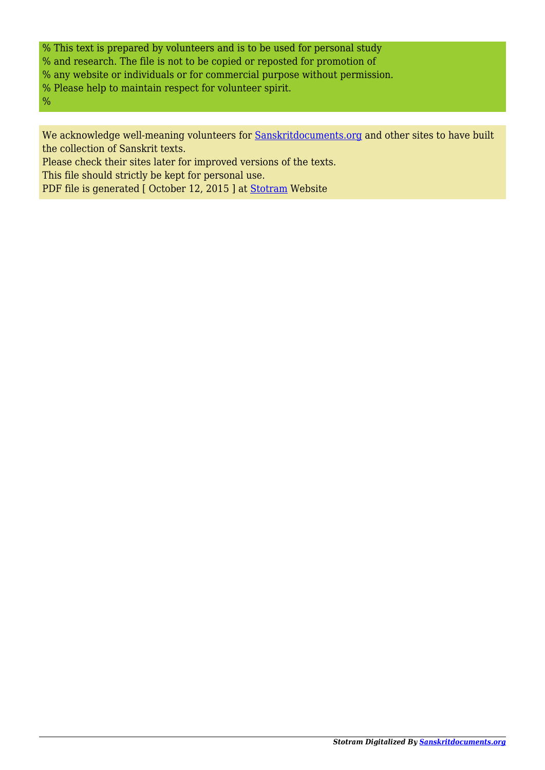% This text is prepared by volunteers and is to be used for personal study
% and research. The file is not to be copied or reposted for promotion of
% any website or individuals or for commercial purpose without permission.
% Please help to maintain respect for volunteer spirit.
%

We acknowledge well-meaning volunteers for Sanskritdocuments.org and other sites to have built the collection of Sanskrit texts.
Please check their sites later for improved versions of the texts.
This file should strictly be kept for personal use.
PDF file is generated [ October 12, 2015 ] at Stotram Website